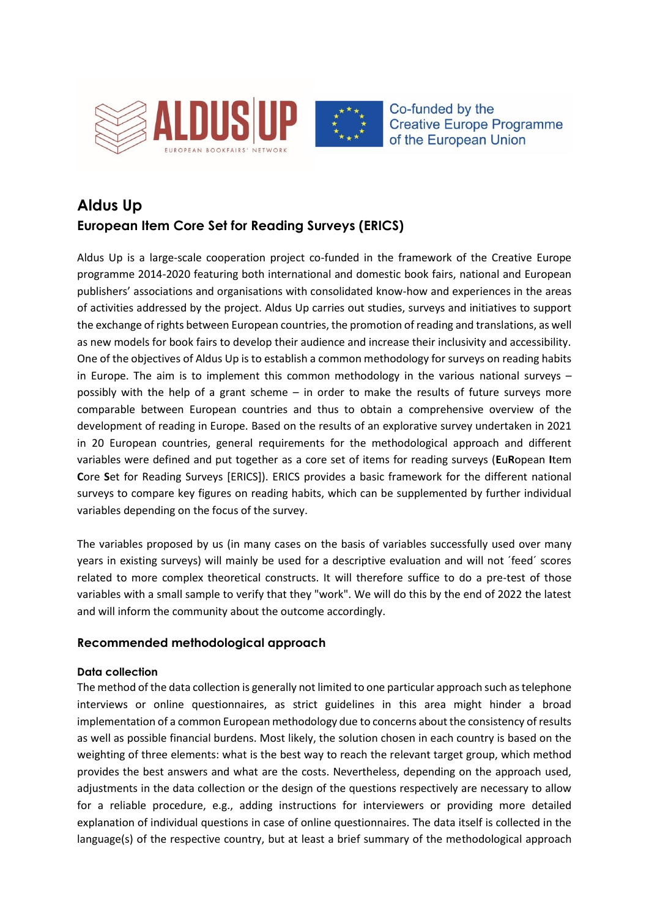# Aldus Up

## European Item Core Set for Reading Surveys (ERICS)

Aldus Up is a large-scale cooperation project co-funded in the framework of the Creative Europe programme 2014-2020 featuring both international and domestic book fairs, national and European publishers' associations and organisations with consolidated know-how and experiences in the areas of activities addressed by the project. Aldus Up carries out studies, surveys and initiatives to support the exchange of rights between European countries, the promotion of reading and translations, as well as new models for book fairs to develop their audience and increase their inclusivity and accessibility. One of the objectives of Aldus Up is to establish a common methodology for surveys on reading habits in Europe. The aim is to implement this common methodology in the various national surveys – possibly with the help of a grant scheme – in order to make the results of future surveys more comparable between European countries and thus to obtain a comprehensive overview of the development of reading in Europe. Based on the results of an explorative survey undertaken in 2021 in 20 European countries, general requirements for the methodological approach and different variables were defined and put together as a core set of items for reading surveys (**E**u**R**opean **I**tem **C**ore **S**et for Reading Surveys [ERICS]). ERICS provides a basic framework for the different national surveys to compare key figures on reading habits, which can be supplemented by further individual variables depending on the focus of the survey.

The variables proposed by us (in many cases on the basis of variables successfully used over many years in existing surveys) will mainly be used for a descriptive evaluation and will not ´feed´ scores related to more complex theoretical constructs. It will therefore suffice to do a pre-test of those variables with a small sample to verify that they "work". We will do this by the end of 2022 the latest and will inform the community about the outcome accordingly.

### Recommended methodological approach

#### Data collection

The method of the data collection is generally not limited to one particular approach such as telephone interviews or online questionnaires, as strict guidelines in this area might hinder a broad implementation of a common European methodology due to concerns about the consistency of results as well as possible financial burdens. Most likely, the solution chosen in each country is based on the weighting of three elements: what is the best way to reach the relevant target group, which method provides the best answers and what are the costs. Nevertheless, depending on the approach used, adjustments in the data collection or the design of the questions respectively are necessary to allow for a reliable procedure, e.g., adding instructions for interviewers or providing more detailed explanation of individual questions in case of online questionnaires. The data itself is collected in the language(s) of the respective country, but at least a brief summary of the methodological approach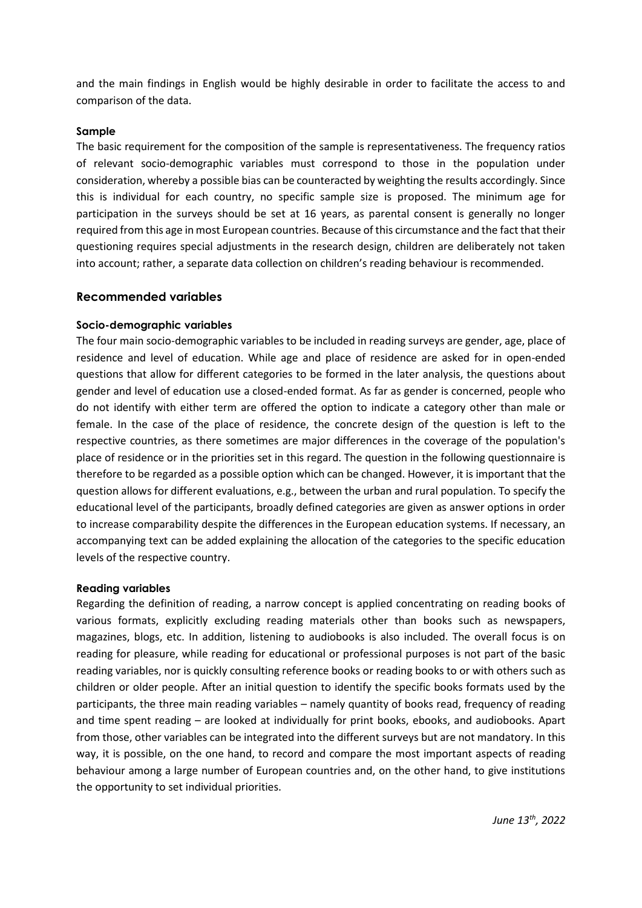and the main findings in English would be highly desirable in order to facilitate the access to and comparison of the data.

#### Sample

The basic requirement for the composition of the sample is representativeness. The frequency ratios of relevant socio-demographic variables must correspond to those in the population under consideration, whereby a possible bias can be counteracted by weighting the results accordingly. Since this is individual for each country, no specific sample size is proposed. The minimum age for participation in the surveys should be set at 16 years, as parental consent is generally no longer required from this age in most European countries. Because of this circumstance and the fact that their questioning requires special adjustments in the research design, children are deliberately not taken into account; rather, a separate data collection on children's reading behaviour is recommended.

### Recommended variables

#### Socio-demographic variables

The four main socio-demographic variables to be included in reading surveys are gender, age, place of residence and level of education. While age and place of residence are asked for in open-ended questions that allow for different categories to be formed in the later analysis, the questions about gender and level of education use a closed-ended format. As far as gender is concerned, people who do not identify with either term are offered the option to indicate a category other than male or female. In the case of the place of residence, the concrete design of the question is left to the respective countries, as there sometimes are major differences in the coverage of the population's place of residence or in the priorities set in this regard. The question in the following questionnaire is therefore to be regarded as a possible option which can be changed. However, it is important that the question allows for different evaluations, e.g., between the urban and rural population. To specify the educational level of the participants, broadly defined categories are given as answer options in order to increase comparability despite the differences in the European education systems. If necessary, an accompanying text can be added explaining the allocation of the categories to the specific education levels of the respective country.

#### Reading variables

Regarding the definition of reading, a narrow concept is applied concentrating on reading books of various formats, explicitly excluding reading materials other than books such as newspapers, magazines, blogs, etc. In addition, listening to audiobooks is also included. The overall focus is on reading for pleasure, while reading for educational or professional purposes is not part of the basic reading variables, nor is quickly consulting reference books or reading books to or with others such as children or older people. After an initial question to identify the specific books formats used by the participants, the three main reading variables – namely quantity of books read, frequency of reading and time spent reading – are looked at individually for print books, ebooks, and audiobooks. Apart from those, other variables can be integrated into the different surveys but are not mandatory. In this way, it is possible, on the one hand, to record and compare the most important aspects of reading behaviour among a large number of European countries and, on the other hand, to give institutions the opportunity to set individual priorities.

*June 13th, 2022*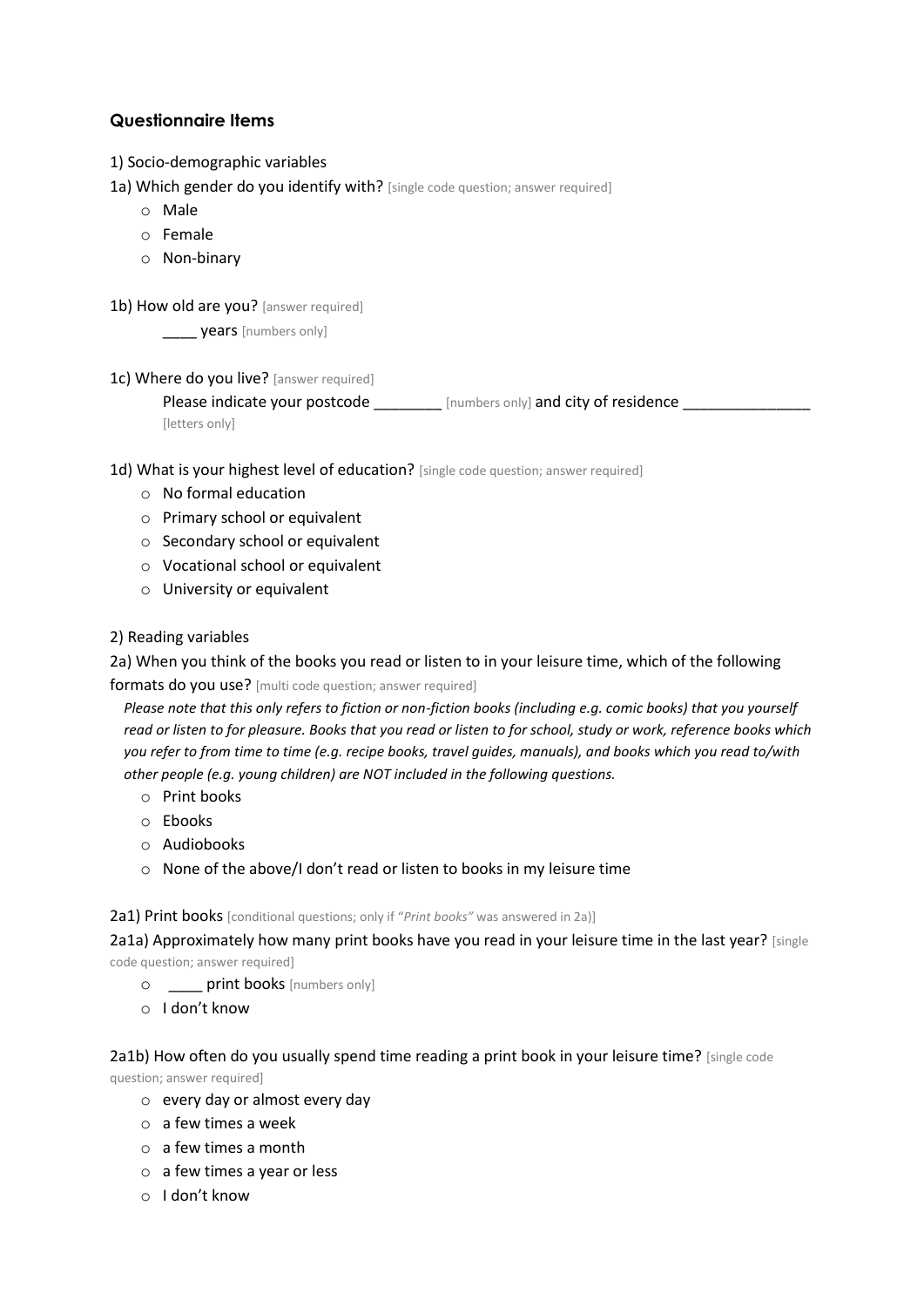### Questionnaire Items

1) Socio-demographic variables

1a) Which gender do you identify with? [single code question; answer required]

- Male
- Female
- Non-binary

1b) How old are you? [answer required]

____ years [numbers only]

1c) Where do you live? [answer required]

Please indicate your postcode ________ [numbers only] and city of residence _______________ [letters only]

1d) What is your highest level of education? [single code question; answer required]

- No formal education
- Primary school or equivalent
- Secondary school or equivalent
- Vocational school or equivalent
- University or equivalent

2) Reading variables

2a) When you think of the books you read or listen to in your leisure time, which of the following formats do you use? [multi code question; answer required]

*Please note that this only refers to fiction or non-fiction books (including e.g. comic books) that you yourself read or listen to for pleasure. Books that you read or listen to for school, study or work, reference books which you refer to from time to time (e.g. recipe books, travel guides, manuals), and books which you read to/with other people (e.g. young children) are NOT included in the following questions.*

- Print books
- Ebooks
- Audiobooks
- None of the above/I don't read or listen to books in my leisure time

2a1) Print books [conditional questions; only if "*Print books*" was answered in 2a)]

2a1a) Approximately how many print books have you read in your leisure time in the last year? [single code question; answer required]

- ____ print books [numbers only]
- I don't know

2a1b) How often do you usually spend time reading a print book in your leisure time? [single code question; answer required]

- every day or almost every day
- a few times a week
- a few times a month
- a few times a year or less
- I don't know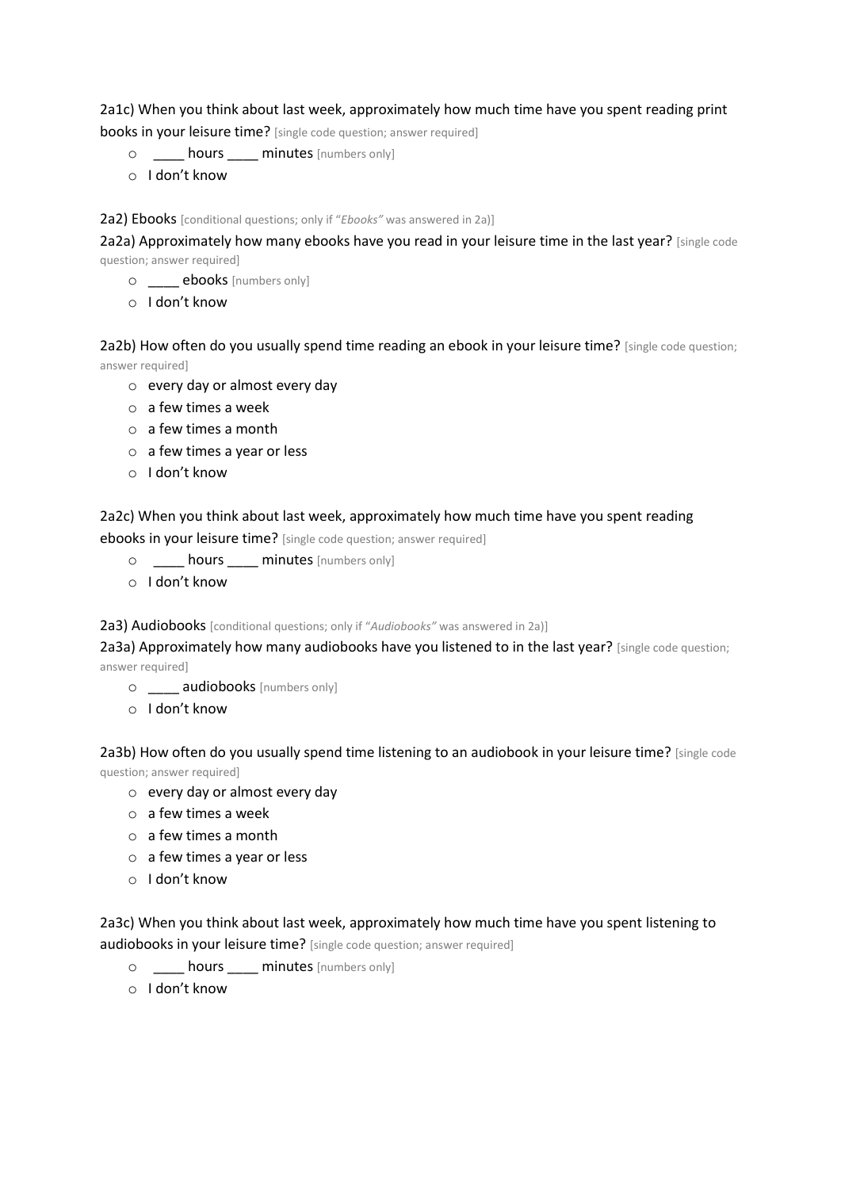2a1c) When you think about last week, approximately how much time have you spent reading print books in your leisure time? [single code question; answer required]

- ____ hours ____ minutes [numbers only]
- I don't know

2a2) Ebooks [conditional questions; only if "*Ebooks*" was answered in 2a)]

2a2a) Approximately how many ebooks have you read in your leisure time in the last year? [single code question; answer required]

- ____ ebooks [numbers only]
- I don't know

2a2b) How often do you usually spend time reading an ebook in your leisure time? [single code question; answer required]

- every day or almost every day
- a few times a week
- a few times a month
- a few times a year or less
- I don't know

2a2c) When you think about last week, approximately how much time have you spent reading ebooks in your leisure time? [single code question; answer required]

- ____ hours ____ minutes [numbers only]
- I don't know

2a3) Audiobooks [conditional questions; only if "*Audiobooks*" was answered in 2a)]

2a3a) Approximately how many audiobooks have you listened to in the last year? [single code question; answer required]

- ____ audiobooks [numbers only]
- I don't know

2a3b) How often do you usually spend time listening to an audiobook in your leisure time? [single code question; answer required]

- every day or almost every day
- a few times a week
- a few times a month
- a few times a year or less
- I don't know

2a3c) When you think about last week, approximately how much time have you spent listening to audiobooks in your leisure time? [single code question; answer required]

- ____ hours ____ minutes [numbers only]
- I don't know